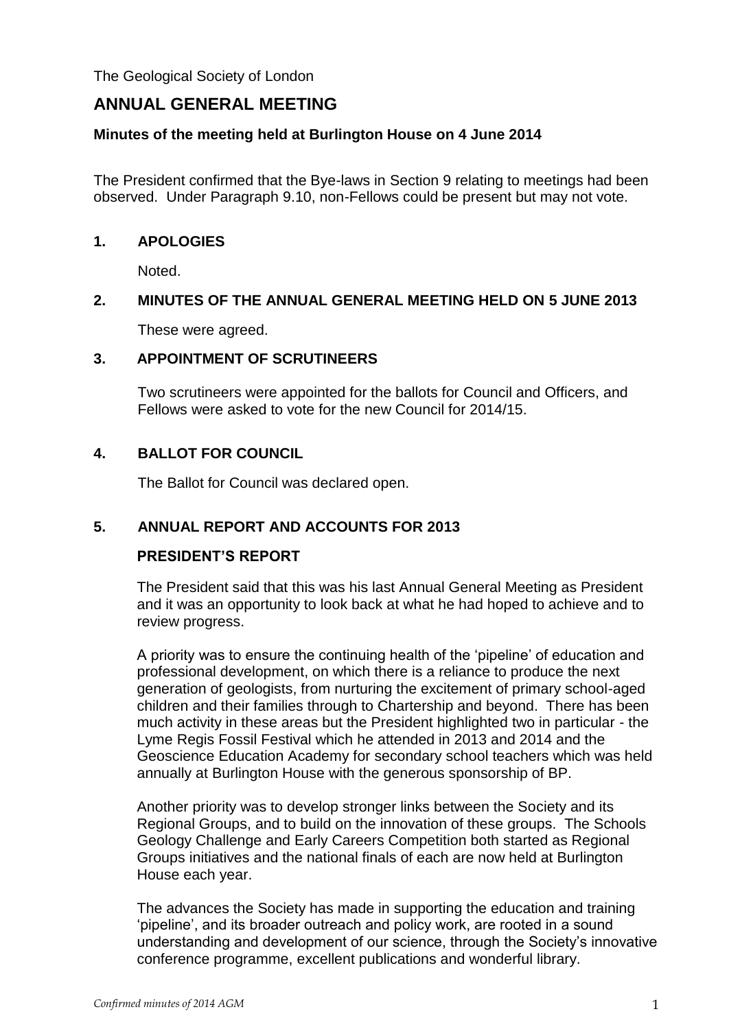The Geological Society of London

# ANNUAL GENERAL MEETING

**Minutes of the meeting held at Burlington House on 4 June 2014**

The President confirmed that the Bye-laws in Section 9 relating to meetings had been observed. Under Paragraph 9.10, non-Fellows could be present but may not vote.

## 1. APOLOGIES

Noted.

## 2. MINUTES OF THE ANNUAL GENERAL MEETING HELD ON 5 JUNE 2013

These were agreed.

## 3. APPOINTMENT OF SCRUTINEERS

Two scrutineers were appointed for the ballots for Council and Officers, and Fellows were asked to vote for the new Council for 2014/15.

## 4. BALLOT FOR COUNCIL

The Ballot for Council was declared open.

## 5. ANNUAL REPORT AND ACCOUNTS FOR 2013

### PRESIDENT'S REPORT

The President said that this was his last Annual General Meeting as President and it was an opportunity to look back at what he had hoped to achieve and to review progress.

A priority was to ensure the continuing health of the 'pipeline' of education and professional development, on which there is a reliance to produce the next generation of geologists, from nurturing the excitement of primary school-aged children and their families through to Chartership and beyond. There has been much activity in these areas but the President highlighted two in particular - the Lyme Regis Fossil Festival which he attended in 2013 and 2014 and the Geoscience Education Academy for secondary school teachers which was held annually at Burlington House with the generous sponsorship of BP.

Another priority was to develop stronger links between the Society and its Regional Groups, and to build on the innovation of these groups. The Schools Geology Challenge and Early Careers Competition both started as Regional Groups initiatives and the national finals of each are now held at Burlington House each year.

The advances the Society has made in supporting the education and training 'pipeline', and its broader outreach and policy work, are rooted in a sound understanding and development of our science, through the Society's innovative conference programme, excellent publications and wonderful library.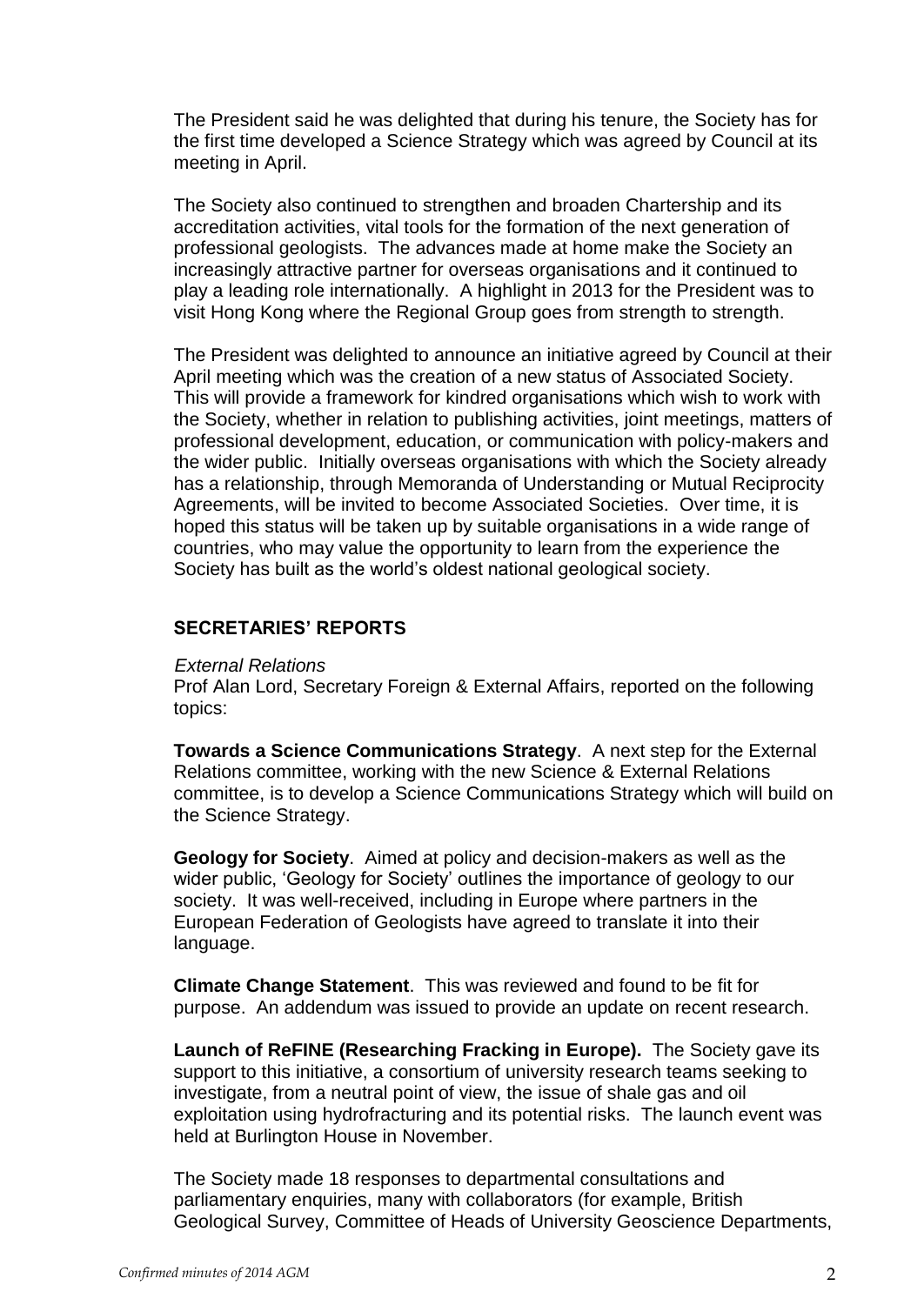The President said he was delighted that during his tenure, the Society has for the first time developed a Science Strategy which was agreed by Council at its meeting in April.

The Society also continued to strengthen and broaden Chartership and its accreditation activities, vital tools for the formation of the next generation of professional geologists. The advances made at home make the Society an increasingly attractive partner for overseas organisations and it continued to play a leading role internationally. A highlight in 2013 for the President was to visit Hong Kong where the Regional Group goes from strength to strength.

The President was delighted to announce an initiative agreed by Council at their April meeting which was the creation of a new status of Associated Society. This will provide a framework for kindred organisations which wish to work with the Society, whether in relation to publishing activities, joint meetings, matters of professional development, education, or communication with policy-makers and the wider public. Initially overseas organisations with which the Society already has a relationship, through Memoranda of Understanding or Mutual Reciprocity Agreements, will be invited to become Associated Societies. Over time, it is hoped this status will be taken up by suitable organisations in a wide range of countries, who may value the opportunity to learn from the experience the Society has built as the world's oldest national geological society.

## SECRETARIES' REPORTS

*External Relations*

Prof Alan Lord, Secretary Foreign & External Affairs, reported on the following topics:

**Towards a Science Communications Strategy**. A next step for the External Relations committee, working with the new Science & External Relations committee, is to develop a Science Communications Strategy which will build on the Science Strategy.

**Geology for Society**. Aimed at policy and decision-makers as well as the wider public, 'Geology for Society' outlines the importance of geology to our society. It was well-received, including in Europe where partners in the European Federation of Geologists have agreed to translate it into their language.

**Climate Change Statement**. This was reviewed and found to be fit for purpose. An addendum was issued to provide an update on recent research.

**Launch of ReFINE (Researching Fracking in Europe).** The Society gave its support to this initiative, a consortium of university research teams seeking to investigate, from a neutral point of view, the issue of shale gas and oil exploitation using hydrofracturing and its potential risks. The launch event was held at Burlington House in November.

The Society made 18 responses to departmental consultations and parliamentary enquiries, many with collaborators (for example, British Geological Survey, Committee of Heads of University Geoscience Departments,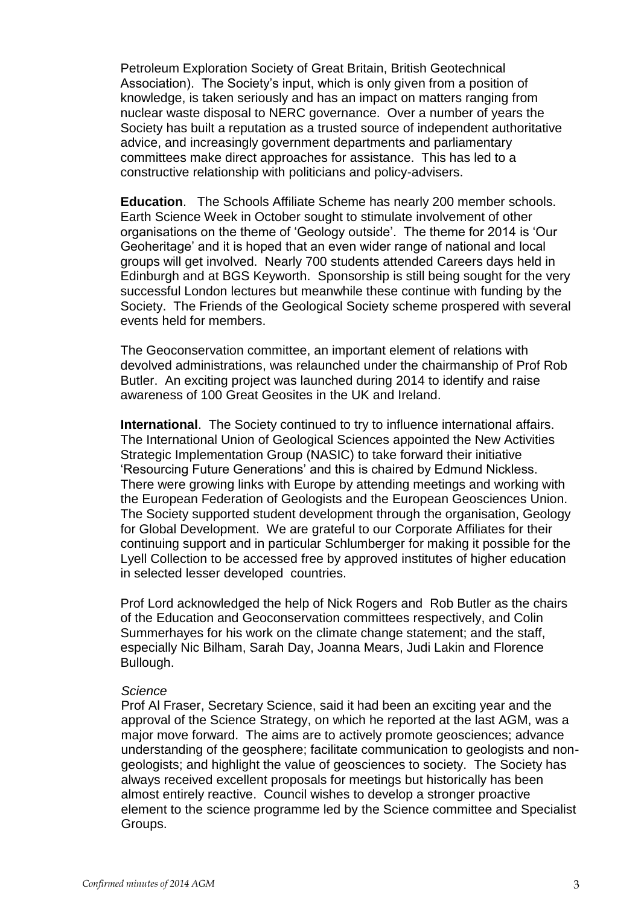Petroleum Exploration Society of Great Britain, British Geotechnical Association). The Society's input, which is only given from a position of knowledge, is taken seriously and has an impact on matters ranging from nuclear waste disposal to NERC governance. Over a number of years the Society has built a reputation as a trusted source of independent authoritative advice, and increasingly government departments and parliamentary committees make direct approaches for assistance. This has led to a constructive relationship with politicians and policy-advisers.

**Education**. The Schools Affiliate Scheme has nearly 200 member schools. Earth Science Week in October sought to stimulate involvement of other organisations on the theme of 'Geology outside'. The theme for 2014 is 'Our Geoheritage' and it is hoped that an even wider range of national and local groups will get involved. Nearly 700 students attended Careers days held in Edinburgh and at BGS Keyworth. Sponsorship is still being sought for the very successful London lectures but meanwhile these continue with funding by the Society. The Friends of the Geological Society scheme prospered with several events held for members.

The Geoconservation committee, an important element of relations with devolved administrations, was relaunched under the chairmanship of Prof Rob Butler. An exciting project was launched during 2014 to identify and raise awareness of 100 Great Geosites in the UK and Ireland.

**International**. The Society continued to try to influence international affairs. The International Union of Geological Sciences appointed the New Activities Strategic Implementation Group (NASIC) to take forward their initiative 'Resourcing Future Generations' and this is chaired by Edmund Nickless. There were growing links with Europe by attending meetings and working with the European Federation of Geologists and the European Geosciences Union. The Society supported student development through the organisation, Geology for Global Development. We are grateful to our Corporate Affiliates for their continuing support and in particular Schlumberger for making it possible for the Lyell Collection to be accessed free by approved institutes of higher education in selected lesser developed countries.

Prof Lord acknowledged the help of Nick Rogers and Rob Butler as the chairs of the Education and Geoconservation committees respectively, and Colin Summerhayes for his work on the climate change statement; and the staff, especially Nic Bilham, Sarah Day, Joanna Mears, Judi Lakin and Florence Bullough.

*Science*

Prof Al Fraser, Secretary Science, said it had been an exciting year and the approval of the Science Strategy, on which he reported at the last AGM, was a major move forward. The aims are to actively promote geosciences; advance understanding of the geosphere; facilitate communication to geologists and non-geologists; and highlight the value of geosciences to society. The Society has always received excellent proposals for meetings but historically has been almost entirely reactive. Council wishes to develop a stronger proactive element to the science programme led by the Science committee and Specialist Groups.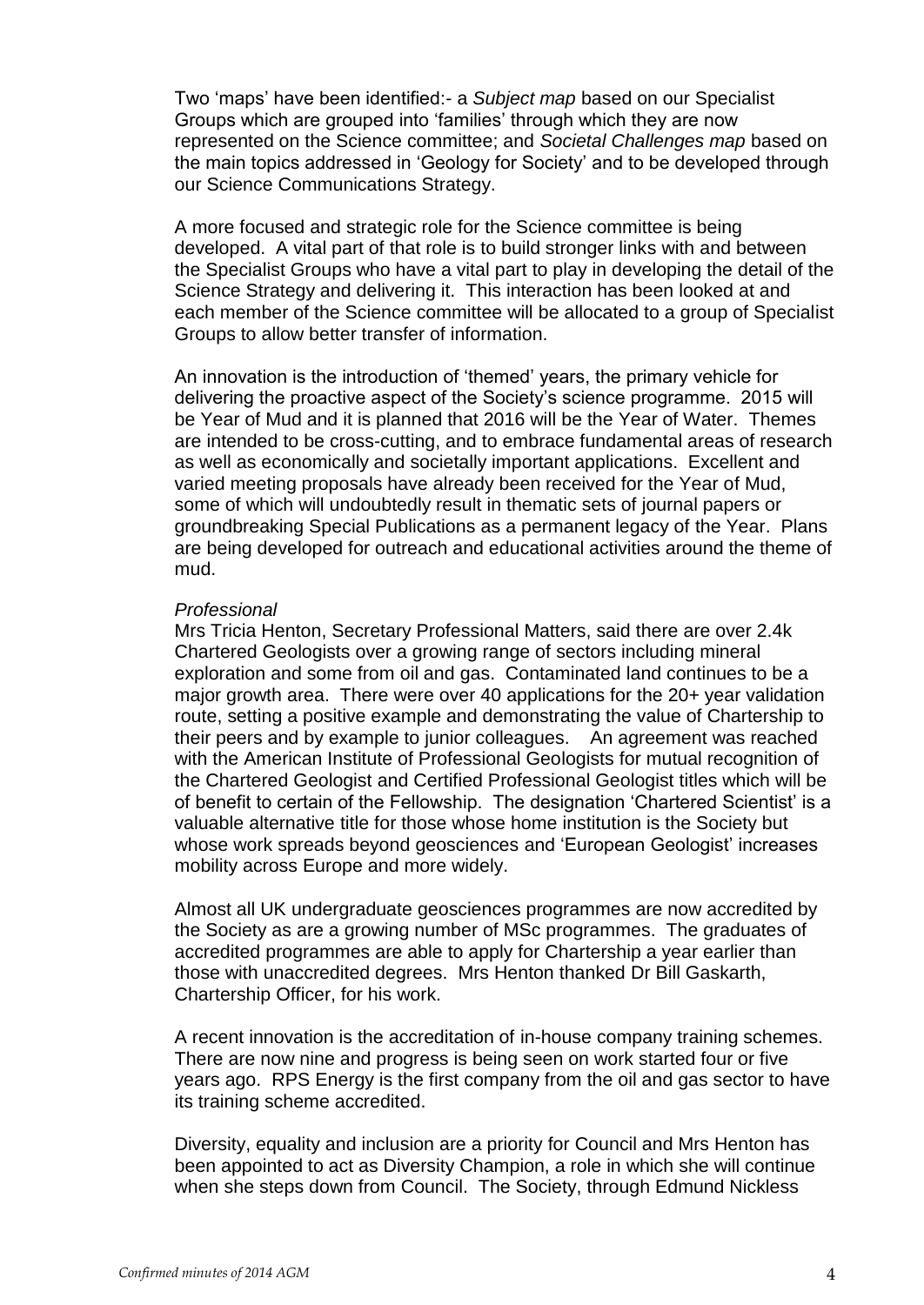Two 'maps' have been identified:- a *Subject map* based on our Specialist Groups which are grouped into 'families' through which they are now represented on the Science committee; and *Societal Challenges map* based on the main topics addressed in 'Geology for Society' and to be developed through our Science Communications Strategy.

A more focused and strategic role for the Science committee is being developed. A vital part of that role is to build stronger links with and between the Specialist Groups who have a vital part to play in developing the detail of the Science Strategy and delivering it. This interaction has been looked at and each member of the Science committee will be allocated to a group of Specialist Groups to allow better transfer of information.

An innovation is the introduction of 'themed' years, the primary vehicle for delivering the proactive aspect of the Society's science programme. 2015 will be Year of Mud and it is planned that 2016 will be the Year of Water. Themes are intended to be cross-cutting, and to embrace fundamental areas of research as well as economically and societally important applications. Excellent and varied meeting proposals have already been received for the Year of Mud, some of which will undoubtedly result in thematic sets of journal papers or groundbreaking Special Publications as a permanent legacy of the Year. Plans are being developed for outreach and educational activities around the theme of mud.

*Professional*

Mrs Tricia Henton, Secretary Professional Matters, said there are over 2.4k Chartered Geologists over a growing range of sectors including mineral exploration and some from oil and gas. Contaminated land continues to be a major growth area. There were over 40 applications for the 20+ year validation route, setting a positive example and demonstrating the value of Chartership to their peers and by example to junior colleagues. An agreement was reached with the American Institute of Professional Geologists for mutual recognition of the Chartered Geologist and Certified Professional Geologist titles which will be of benefit to certain of the Fellowship. The designation 'Chartered Scientist' is a valuable alternative title for those whose home institution is the Society but whose work spreads beyond geosciences and 'European Geologist' increases mobility across Europe and more widely.

Almost all UK undergraduate geosciences programmes are now accredited by the Society as are a growing number of MSc programmes. The graduates of accredited programmes are able to apply for Chartership a year earlier than those with unaccredited degrees. Mrs Henton thanked Dr Bill Gaskarth, Chartership Officer, for his work.

A recent innovation is the accreditation of in-house company training schemes. There are now nine and progress is being seen on work started four or five years ago. RPS Energy is the first company from the oil and gas sector to have its training scheme accredited.

Diversity, equality and inclusion are a priority for Council and Mrs Henton has been appointed to act as Diversity Champion, a role in which she will continue when she steps down from Council. The Society, through Edmund Nickless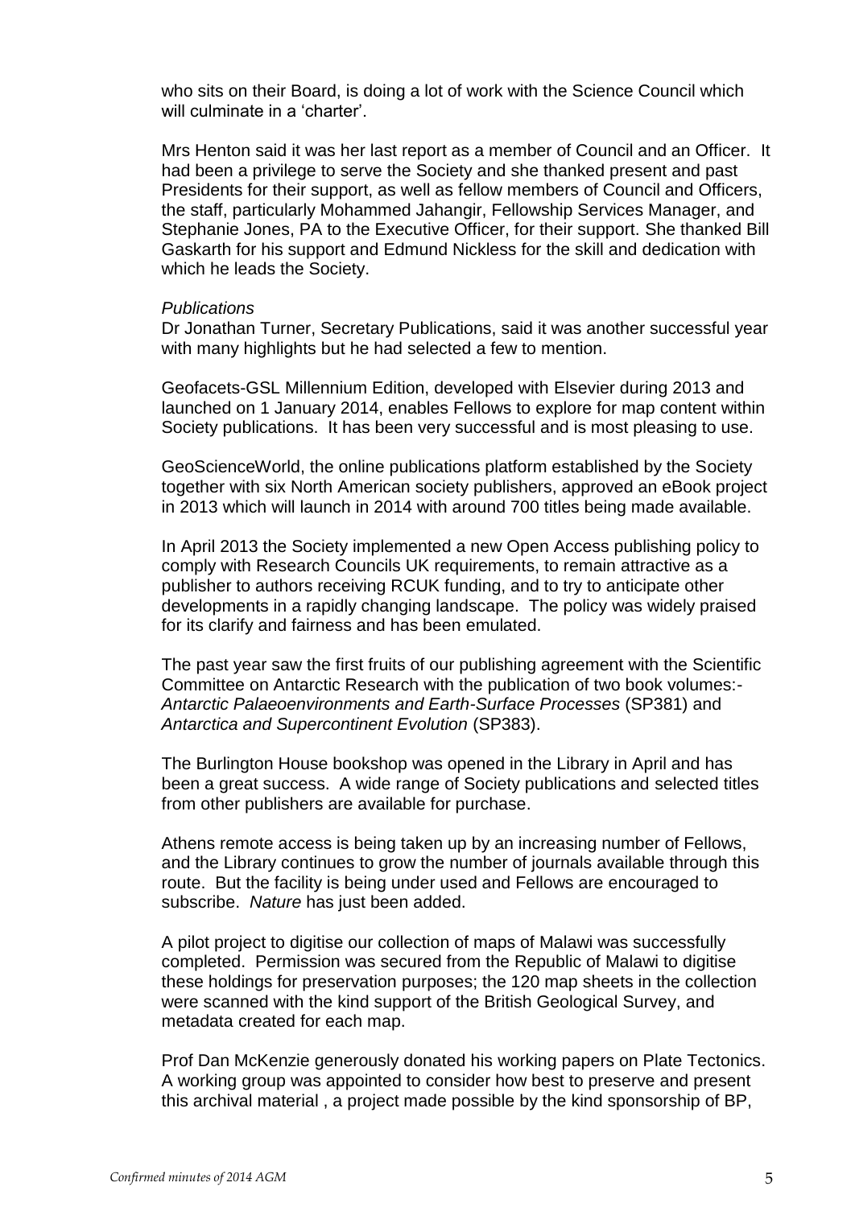who sits on their Board, is doing a lot of work with the Science Council which will culminate in a 'charter'.

Mrs Henton said it was her last report as a member of Council and an Officer. It had been a privilege to serve the Society and she thanked present and past Presidents for their support, as well as fellow members of Council and Officers, the staff, particularly Mohammed Jahangir, Fellowship Services Manager, and Stephanie Jones, PA to the Executive Officer, for their support. She thanked Bill Gaskarth for his support and Edmund Nickless for the skill and dedication with which he leads the Society.

*Publications*

Dr Jonathan Turner, Secretary Publications, said it was another successful year with many highlights but he had selected a few to mention.

Geofacets-GSL Millennium Edition, developed with Elsevier during 2013 and launched on 1 January 2014, enables Fellows to explore for map content within Society publications. It has been very successful and is most pleasing to use.

GeoScienceWorld, the online publications platform established by the Society together with six North American society publishers, approved an eBook project in 2013 which will launch in 2014 with around 700 titles being made available.

In April 2013 the Society implemented a new Open Access publishing policy to comply with Research Councils UK requirements, to remain attractive as a publisher to authors receiving RCUK funding, and to try to anticipate other developments in a rapidly changing landscape. The policy was widely praised for its clarify and fairness and has been emulated.

The past year saw the first fruits of our publishing agreement with the Scientific Committee on Antarctic Research with the publication of two book volumes:- *Antarctic Palaeoenvironments and Earth-Surface Processes* (SP381) and *Antarctica and Supercontinent Evolution* (SP383).

The Burlington House bookshop was opened in the Library in April and has been a great success. A wide range of Society publications and selected titles from other publishers are available for purchase.

Athens remote access is being taken up by an increasing number of Fellows, and the Library continues to grow the number of journals available through this route. But the facility is being under used and Fellows are encouraged to subscribe. *Nature* has just been added.

A pilot project to digitise our collection of maps of Malawi was successfully completed. Permission was secured from the Republic of Malawi to digitise these holdings for preservation purposes; the 120 map sheets in the collection were scanned with the kind support of the British Geological Survey, and metadata created for each map.

Prof Dan McKenzie generously donated his working papers on Plate Tectonics. A working group was appointed to consider how best to preserve and present this archival material , a project made possible by the kind sponsorship of BP,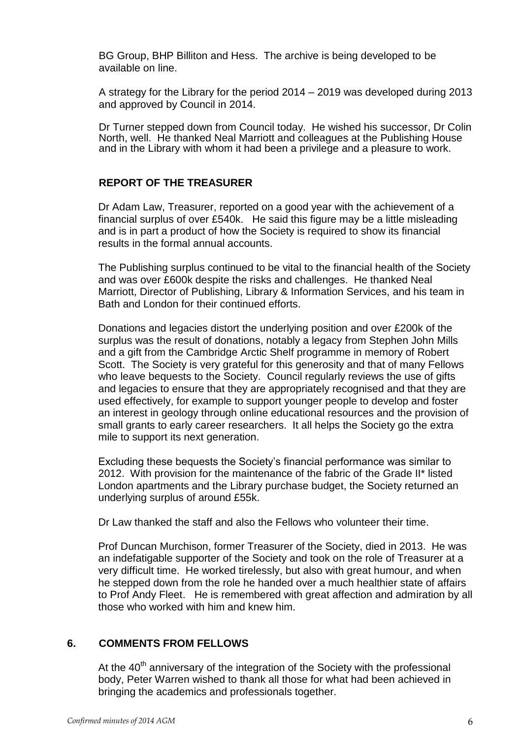BG Group, BHP Billiton and Hess. The archive is being developed to be available on line.

A strategy for the Library for the period 2014 – 2019 was developed during 2013 and approved by Council in 2014.

Dr Turner stepped down from Council today. He wished his successor, Dr Colin North, well. He thanked Neal Marriott and colleagues at the Publishing House and in the Library with whom it had been a privilege and a pleasure to work.

**REPORT OF THE TREASURER**

Dr Adam Law, Treasurer, reported on a good year with the achievement of a financial surplus of over £540k. He said this figure may be a little misleading and is in part a product of how the Society is required to show its financial results in the formal annual accounts.

The Publishing surplus continued to be vital to the financial health of the Society and was over £600k despite the risks and challenges. He thanked Neal Marriott, Director of Publishing, Library & Information Services, and his team in Bath and London for their continued efforts.

Donations and legacies distort the underlying position and over £200k of the surplus was the result of donations, notably a legacy from Stephen John Mills and a gift from the Cambridge Arctic Shelf programme in memory of Robert Scott. The Society is very grateful for this generosity and that of many Fellows who leave bequests to the Society. Council regularly reviews the use of gifts and legacies to ensure that they are appropriately recognised and that they are used effectively, for example to support younger people to develop and foster an interest in geology through online educational resources and the provision of small grants to early career researchers. It all helps the Society go the extra mile to support its next generation.

Excluding these bequests the Society's financial performance was similar to 2012. With provision for the maintenance of the fabric of the Grade II* listed London apartments and the Library purchase budget, the Society returned an underlying surplus of around £55k.

Dr Law thanked the staff and also the Fellows who volunteer their time.

Prof Duncan Murchison, former Treasurer of the Society, died in 2013. He was an indefatigable supporter of the Society and took on the role of Treasurer at a very difficult time. He worked tirelessly, but also with great humour, and when he stepped down from the role he handed over a much healthier state of affairs to Prof Andy Fleet. He is remembered with great affection and admiration by all those who worked with him and knew him.

## 6. COMMENTS FROM FELLOWS

At the 40th anniversary of the integration of the Society with the professional body, Peter Warren wished to thank all those for what had been achieved in bringing the academics and professionals together.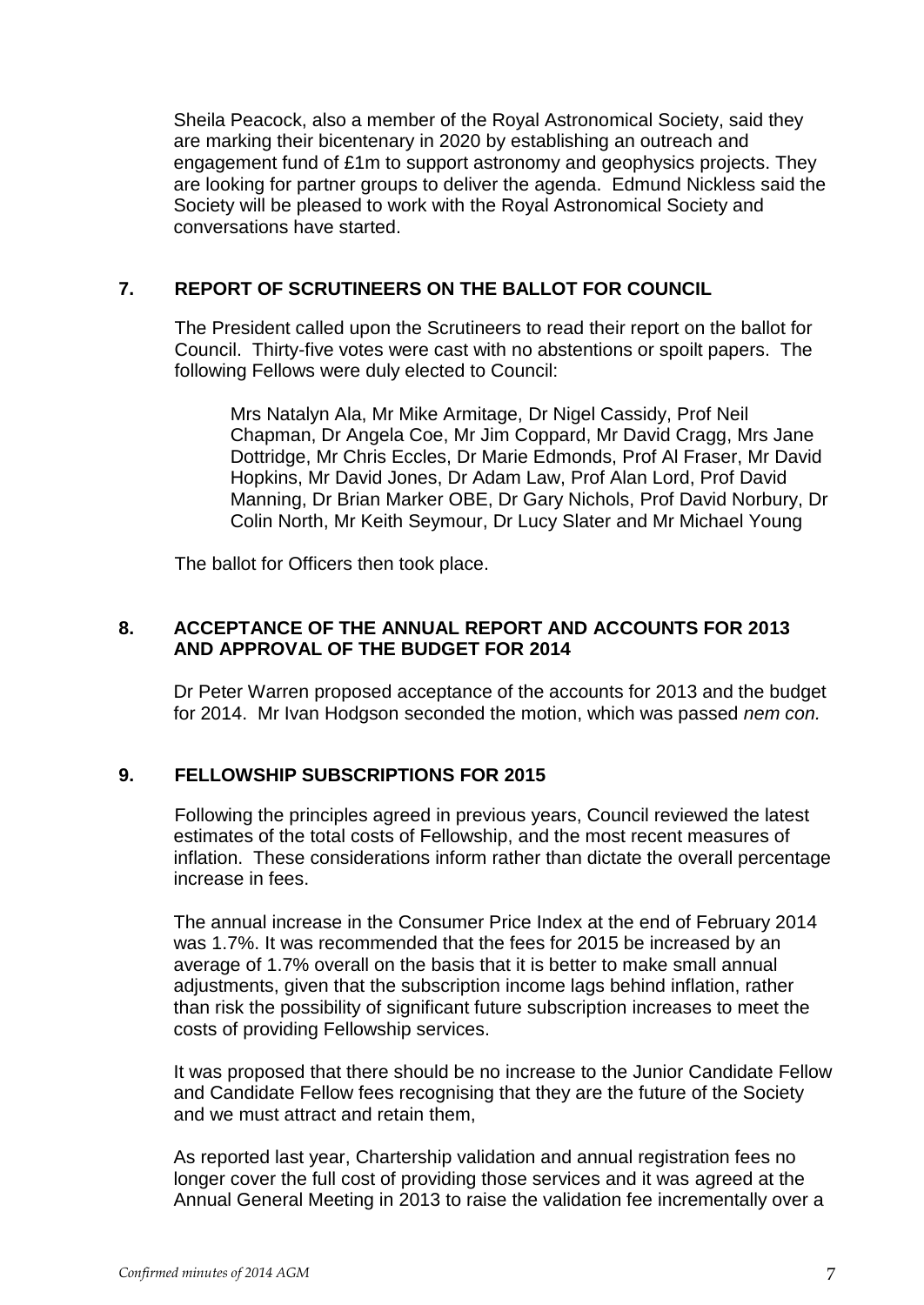Sheila Peacock, also a member of the Royal Astronomical Society, said they are marking their bicentenary in 2020 by establishing an outreach and engagement fund of £1m to support astronomy and geophysics projects. They are looking for partner groups to deliver the agenda. Edmund Nickless said the Society will be pleased to work with the Royal Astronomical Society and conversations have started.

## 7. REPORT OF SCRUTINEERS ON THE BALLOT FOR COUNCIL

The President called upon the Scrutineers to read their report on the ballot for Council. Thirty-five votes were cast with no abstentions or spoilt papers. The following Fellows were duly elected to Council:

> Mrs Natalyn Ala, Mr Mike Armitage, Dr Nigel Cassidy, Prof Neil Chapman, Dr Angela Coe, Mr Jim Coppard, Mr David Cragg, Mrs Jane Dottridge, Mr Chris Eccles, Dr Marie Edmonds, Prof Al Fraser, Mr David Hopkins, Mr David Jones, Dr Adam Law, Prof Alan Lord, Prof David Manning, Dr Brian Marker OBE, Dr Gary Nichols, Prof David Norbury, Dr Colin North, Mr Keith Seymour, Dr Lucy Slater and Mr Michael Young

The ballot for Officers then took place.

## 8. ACCEPTANCE OF THE ANNUAL REPORT AND ACCOUNTS FOR 2013 AND APPROVAL OF THE BUDGET FOR 2014

Dr Peter Warren proposed acceptance of the accounts for 2013 and the budget for 2014. Mr Ivan Hodgson seconded the motion, which was passed *nem con.*

## 9. FELLOWSHIP SUBSCRIPTIONS FOR 2015

Following the principles agreed in previous years, Council reviewed the latest estimates of the total costs of Fellowship, and the most recent measures of inflation. These considerations inform rather than dictate the overall percentage increase in fees.

The annual increase in the Consumer Price Index at the end of February 2014 was 1.7%. It was recommended that the fees for 2015 be increased by an average of 1.7% overall on the basis that it is better to make small annual adjustments, given that the subscription income lags behind inflation, rather than risk the possibility of significant future subscription increases to meet the costs of providing Fellowship services.

It was proposed that there should be no increase to the Junior Candidate Fellow and Candidate Fellow fees recognising that they are the future of the Society and we must attract and retain them,

As reported last year, Chartership validation and annual registration fees no longer cover the full cost of providing those services and it was agreed at the Annual General Meeting in 2013 to raise the validation fee incrementally over a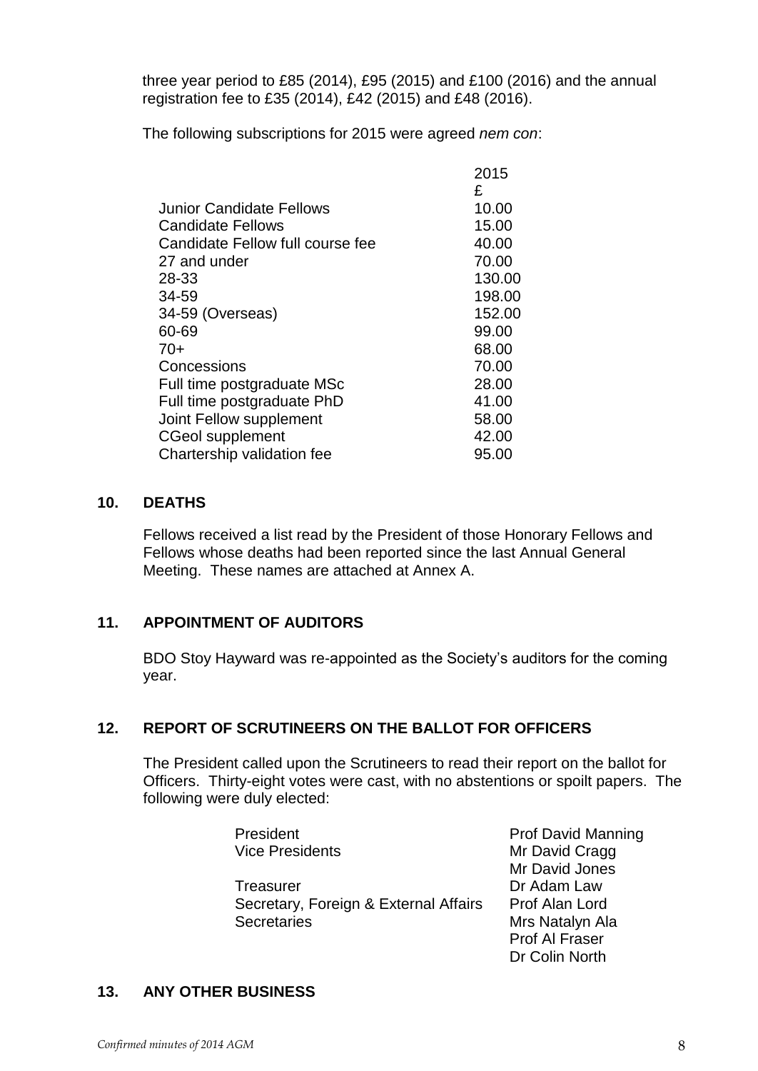three year period to £85 (2014), £95 (2015) and £100 (2016) and the annual registration fee to £35 (2014), £42 (2015) and £48 (2016).

The following subscriptions for 2015 were agreed *nem con*:

| | 2015 £ |
|---|---|
| Junior Candidate Fellows | 10.00 |
| Candidate Fellows | 15.00 |
| Candidate Fellow full course fee | 40.00 |
| 27 and under | 70.00 |
| 28-33 | 130.00 |
| 34-59 | 198.00 |
| 34-59 (Overseas) | 152.00 |
| 60-69 | 99.00 |
| 70+ | 68.00 |
| Concessions | 70.00 |
| Full time postgraduate MSc | 28.00 |
| Full time postgraduate PhD | 41.00 |
| Joint Fellow supplement | 58.00 |
| CGeol supplement | 42.00 |
| Chartership validation fee | 95.00 |

## 10. DEATHS

Fellows received a list read by the President of those Honorary Fellows and Fellows whose deaths had been reported since the last Annual General Meeting. These names are attached at Annex A.

## 11. APPOINTMENT OF AUDITORS

BDO Stoy Hayward was re-appointed as the Society's auditors for the coming year.

## 12. REPORT OF SCRUTINEERS ON THE BALLOT FOR OFFICERS

The President called upon the Scrutineers to read their report on the ballot for Officers. Thirty-eight votes were cast, with no abstentions or spoilt papers. The following were duly elected:

| | |
|---|---|
| President | Prof David Manning |
| Vice Presidents | Mr David Cragg |
| | Mr David Jones |
| Treasurer | Dr Adam Law |
| Secretary, Foreign & External Affairs | Prof Alan Lord |
| Secretaries | Mrs Natalyn Ala |
| | Prof Al Fraser |
| | Dr Colin North |

## 13. ANY OTHER BUSINESS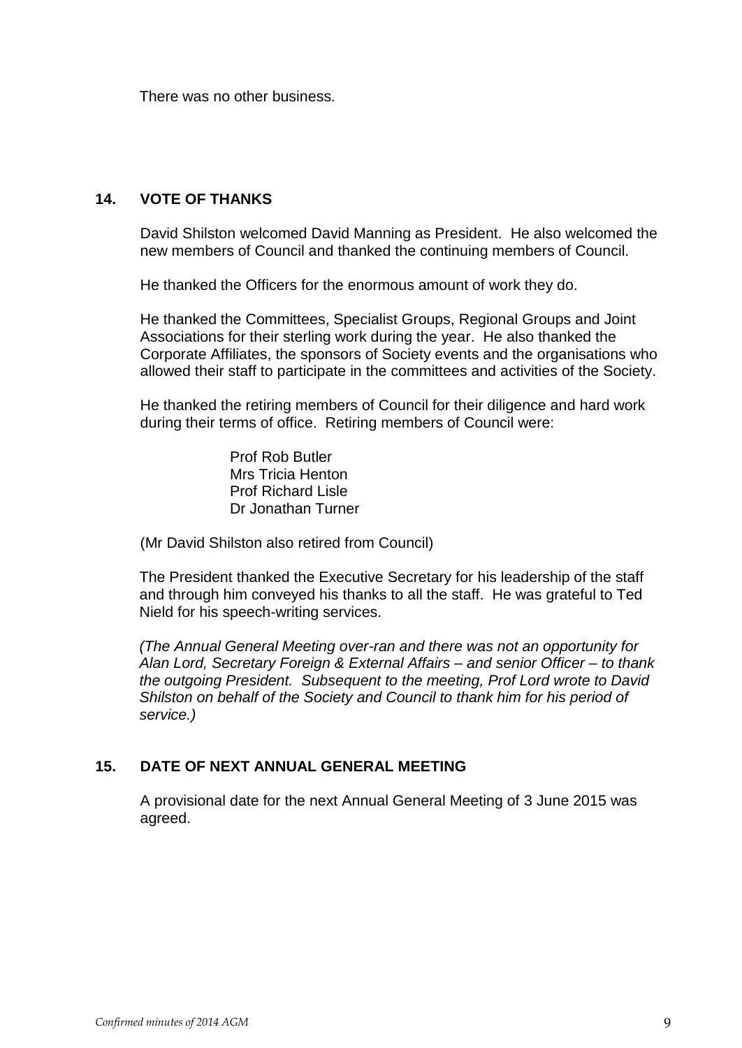There was no other business.

## 14. VOTE OF THANKS

David Shilston welcomed David Manning as President. He also welcomed the new members of Council and thanked the continuing members of Council.

He thanked the Officers for the enormous amount of work they do.

He thanked the Committees, Specialist Groups, Regional Groups and Joint Associations for their sterling work during the year. He also thanked the Corporate Affiliates, the sponsors of Society events and the organisations who allowed their staff to participate in the committees and activities of the Society.

He thanked the retiring members of Council for their diligence and hard work during their terms of office. Retiring members of Council were:

Prof Rob Butler
Mrs Tricia Henton
Prof Richard Lisle
Dr Jonathan Turner

(Mr David Shilston also retired from Council)

The President thanked the Executive Secretary for his leadership of the staff and through him conveyed his thanks to all the staff. He was grateful to Ted Nield for his speech-writing services.

*(The Annual General Meeting over-ran and there was not an opportunity for Alan Lord, Secretary Foreign & External Affairs – and senior Officer – to thank the outgoing President. Subsequent to the meeting, Prof Lord wrote to David Shilston on behalf of the Society and Council to thank him for his period of service.)*

## 15. DATE OF NEXT ANNUAL GENERAL MEETING

A provisional date for the next Annual General Meeting of 3 June 2015 was agreed.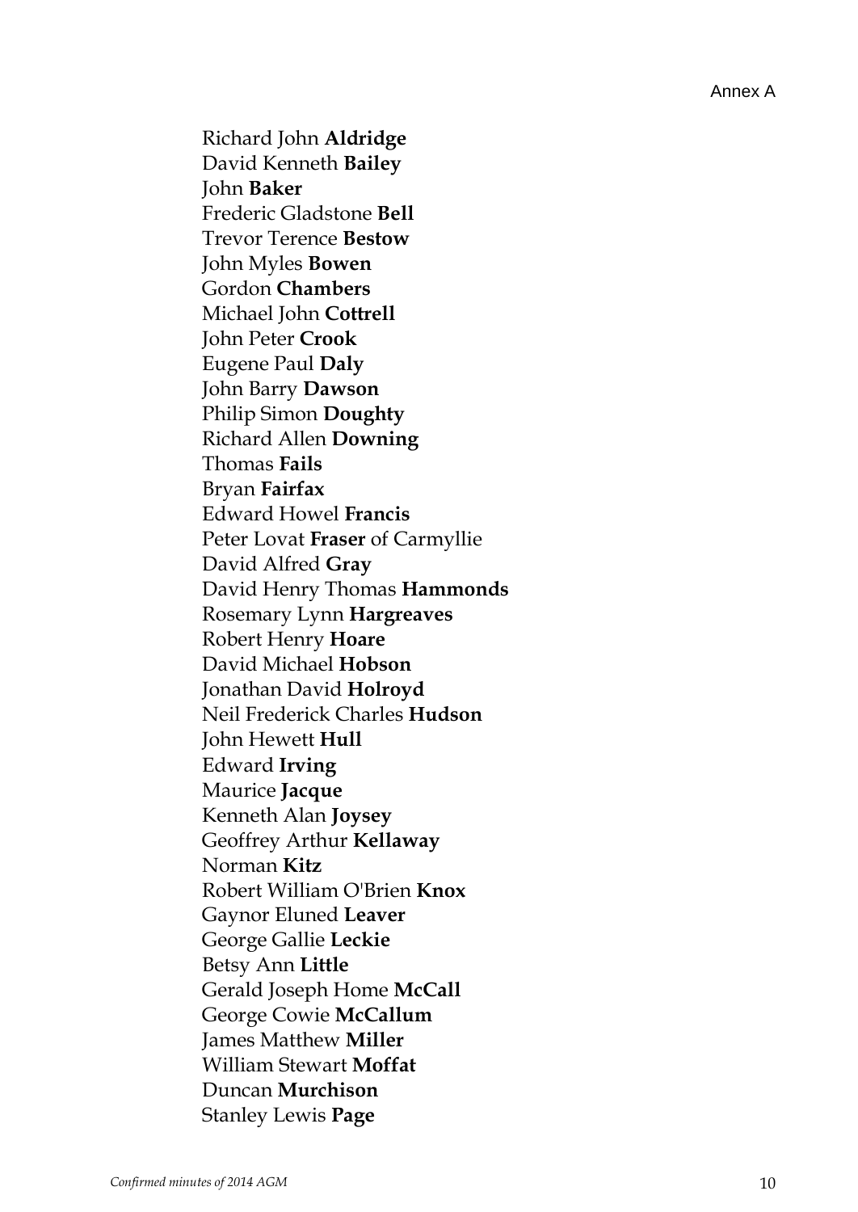Annex A

Richard John **Aldridge**  
David Kenneth **Bailey**  
John **Baker**  
Frederic Gladstone **Bell**  
Trevor Terence **Bestow**  
John Myles **Bowen**  
Gordon **Chambers**  
Michael John **Cottrell**  
John Peter **Crook**  
Eugene Paul **Daly**  
John Barry **Dawson**  
Philip Simon **Doughty**  
Richard Allen **Downing**  
Thomas **Fails**  
Bryan **Fairfax**  
Edward Howel **Francis**  
Peter Lovat **Fraser** of Carmyllie  
David Alfred **Gray**  
David Henry Thomas **Hammonds**  
Rosemary Lynn **Hargreaves**  
Robert Henry **Hoare**  
David Michael **Hobson**  
Jonathan David **Holroyd**  
Neil Frederick Charles **Hudson**  
John Hewett **Hull**  
Edward **Irving**  
Maurice **Jacque**  
Kenneth Alan **Joysey**  
Geoffrey Arthur **Kellaway**  
Norman **Kitz**  
Robert William O'Brien **Knox**  
Gaynor Eluned **Leaver**  
George Gallie **Leckie**  
Betsy Ann **Little**  
Gerald Joseph Home **McCall**  
George Cowie **McCallum**  
James Matthew **Miller**  
William Stewart **Moffat**  
Duncan **Murchison**  
Stanley Lewis **Page**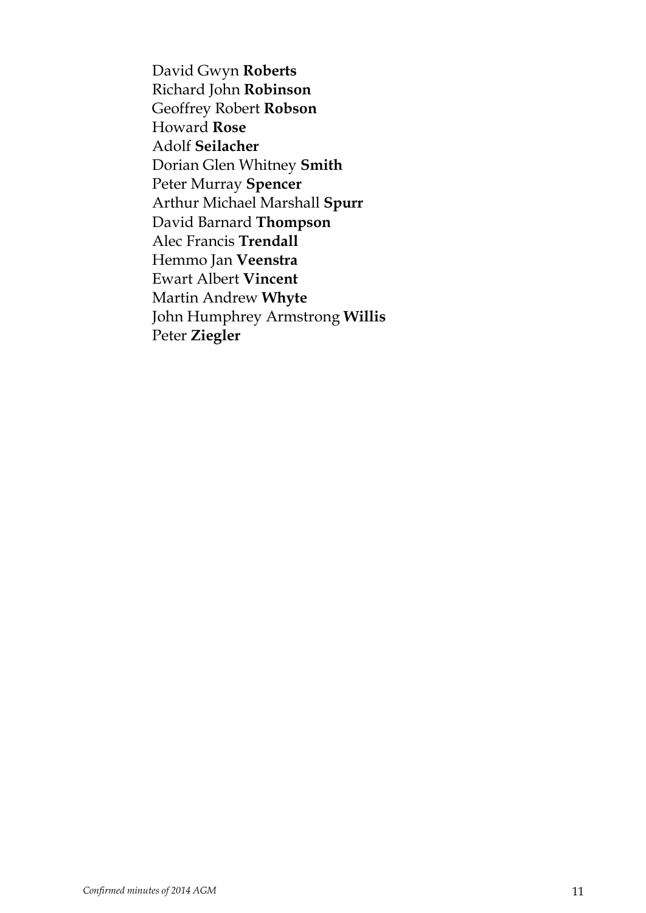David Gwyn **Roberts**  
Richard John **Robinson**  
Geoffrey Robert **Robson**  
Howard **Rose**  
Adolf **Seilacher**  
Dorian Glen Whitney **Smith**  
Peter Murray **Spencer**  
Arthur Michael Marshall **Spurr**  
David Barnard **Thompson**  
Alec Francis **Trendall**  
Hemmo Jan **Veenstra**  
Ewart Albert **Vincent**  
Martin Andrew **Whyte**  
John Humphrey Armstrong **Willis**  
Peter **Ziegler**